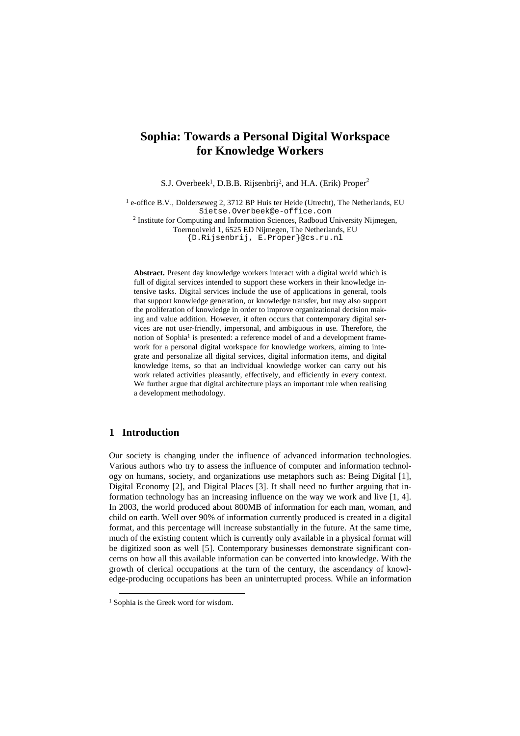# Sophia: Towards a Personal Digital Workspace for Knowledge Workers

S.J. Overbeek[1], D.B.B. Rijsenbrij[2], and H.A. (Erik) Proper[2]

[1] e-office B.V., Dolderseweg 2, 3712 BP Huis ter Heide (Utrecht), The Netherlands, EU
Sietse.Overbeek@e-office.com

[2] Institute for Computing and Information Sciences, Radboud University Nijmegen, Toernooiveld 1, 6525 ED Nijmegen, The Netherlands, EU
{D.Rijsenbrij, E.Proper}@cs.ru.nl

**Abstract.** Present day knowledge workers interact with a digital world which is full of digital services intended to support these workers in their knowledge intensive tasks. Digital services include the use of applications in general, tools that support knowledge generation, or knowledge transfer, but may also support the proliferation of knowledge in order to improve organizational decision making and value addition. However, it often occurs that contemporary digital services are not user-friendly, impersonal, and ambiguous in use. Therefore, the notion of Sophia[1] is presented: a reference model of and a development framework for a personal digital workspace for knowledge workers, aiming to integrate and personalize all digital services, digital information items, and digital knowledge items, so that an individual knowledge worker can carry out his work related activities pleasantly, effectively, and efficiently in every context. We further argue that digital architecture plays an important role when realising a development methodology.

## 1 Introduction

Our society is changing under the influence of advanced information technologies. Various authors who try to assess the influence of computer and information technology on humans, society, and organizations use metaphors such as: Being Digital [1], Digital Economy [2], and Digital Places [3]. It shall need no further arguing that information technology has an increasing influence on the way we work and live [1, 4]. In 2003, the world produced about 800MB of information for each man, woman, and child on earth. Well over 90% of information currently produced is created in a digital format, and this percentage will increase substantially in the future. At the same time, much of the existing content which is currently only available in a physical format will be digitized soon as well [5]. Contemporary businesses demonstrate significant concerns on how all this available information can be converted into knowledge. With the growth of clerical occupations at the turn of the century, the ascendancy of knowledge-producing occupations has been an uninterrupted process. While an information

[1] Sophia is the Greek word for wisdom.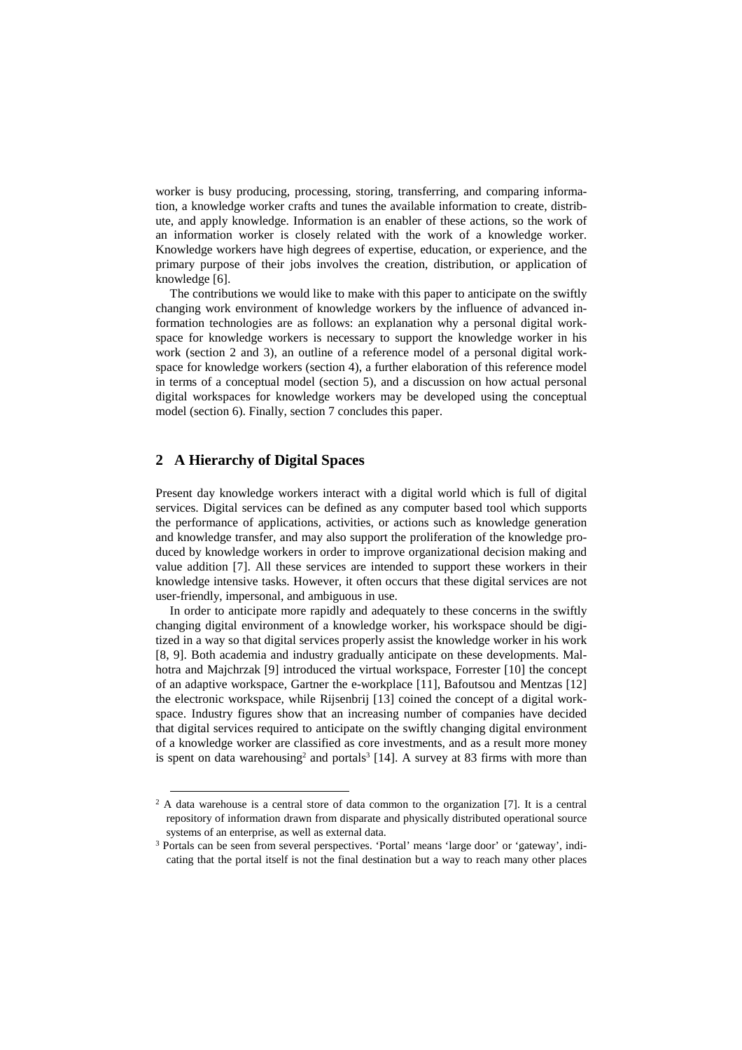worker is busy producing, processing, storing, transferring, and comparing information, a knowledge worker crafts and tunes the available information to create, distribute, and apply knowledge. Information is an enabler of these actions, so the work of an information worker is closely related with the work of a knowledge worker. Knowledge workers have high degrees of expertise, education, or experience, and the primary purpose of their jobs involves the creation, distribution, or application of knowledge [6].

The contributions we would like to make with this paper to anticipate on the swiftly changing work environment of knowledge workers by the influence of advanced information technologies are as follows: an explanation why a personal digital workspace for knowledge workers is necessary to support the knowledge worker in his work (section 2 and 3), an outline of a reference model of a personal digital workspace for knowledge workers (section 4), a further elaboration of this reference model in terms of a conceptual model (section 5), and a discussion on how actual personal digital workspaces for knowledge workers may be developed using the conceptual model (section 6). Finally, section 7 concludes this paper.

## 2 A Hierarchy of Digital Spaces

Present day knowledge workers interact with a digital world which is full of digital services. Digital services can be defined as any computer based tool which supports the performance of applications, activities, or actions such as knowledge generation and knowledge transfer, and may also support the proliferation of the knowledge produced by knowledge workers in order to improve organizational decision making and value addition [7]. All these services are intended to support these workers in their knowledge intensive tasks. However, it often occurs that these digital services are not user-friendly, impersonal, and ambiguous in use.

In order to anticipate more rapidly and adequately to these concerns in the swiftly changing digital environment of a knowledge worker, his workspace should be digitized in a way so that digital services properly assist the knowledge worker in his work [8, 9]. Both academia and industry gradually anticipate on these developments. Malhotra and Majchrzak [9] introduced the virtual workspace, Forrester [10] the concept of an adaptive workspace, Gartner the e-workplace [11], Bafoutsou and Mentzas [12] the electronic workspace, while Rijsenbrij [13] coined the concept of a digital workspace. Industry figures show that an increasing number of companies have decided that digital services required to anticipate on the swiftly changing digital environment of a knowledge worker are classified as core investments, and as a result more money is spent on data warehousing[2] and portals[3] [14]. A survey at 83 firms with more than

[2] A data warehouse is a central store of data common to the organization [7]. It is a central repository of information drawn from disparate and physically distributed operational source systems of an enterprise, as well as external data.

[3] Portals can be seen from several perspectives. 'Portal' means 'large door' or 'gateway', indicating that the portal itself is not the final destination but a way to reach many other places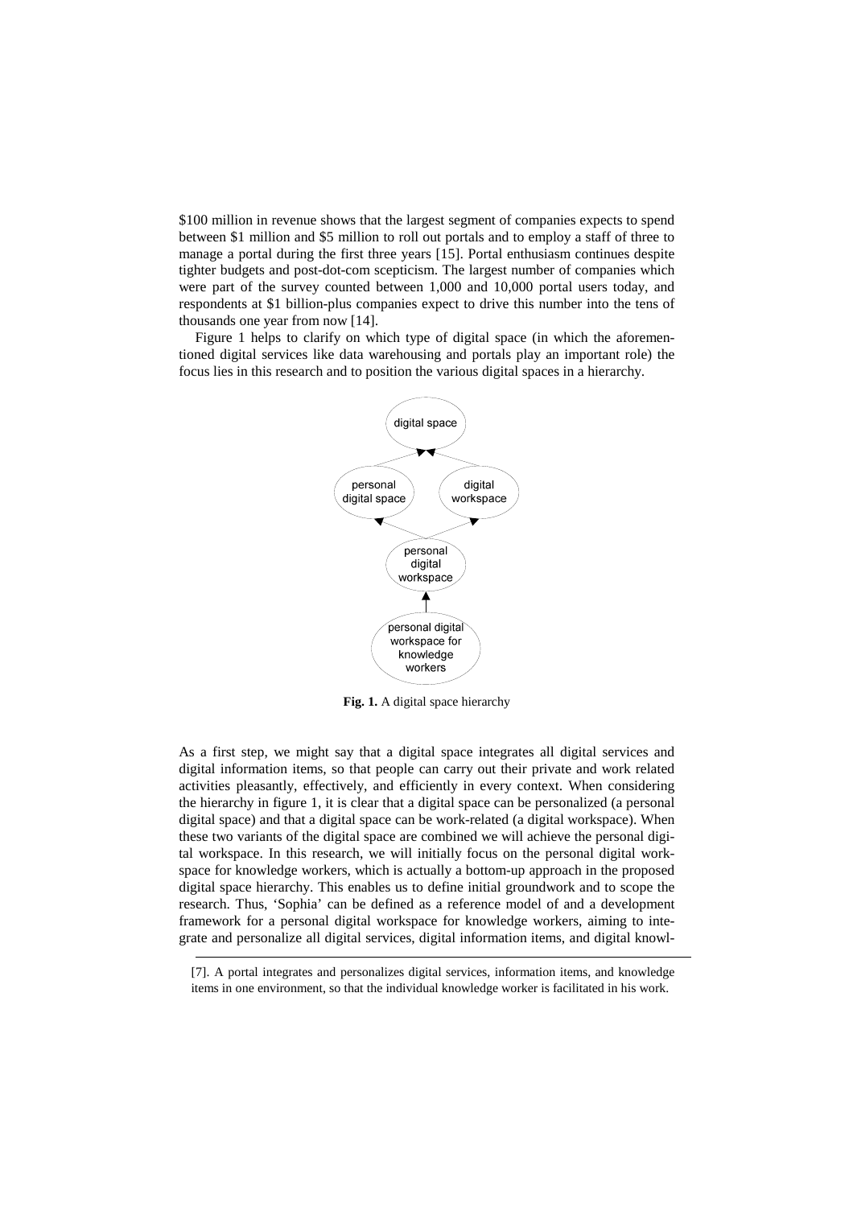$100 million in revenue shows that the largest segment of companies expects to spend between $1 million and $5 million to roll out portals and to employ a staff of three to manage a portal during the first three years [15]. Portal enthusiasm continues despite tighter budgets and post-dot-com scepticism. The largest number of companies which were part of the survey counted between 1,000 and 10,000 portal users today, and respondents at $1 billion-plus companies expect to drive this number into the tens of thousands one year from now [14].

Figure 1 helps to clarify on which type of digital space (in which the aforementioned digital services like data warehousing and portals play an important role) the focus lies in this research and to position the various digital spaces in a hierarchy.

**Fig. 1.** A digital space hierarchy

As a first step, we might say that a digital space integrates all digital services and digital information items, so that people can carry out their private and work related activities pleasantly, effectively, and efficiently in every context. When considering the hierarchy in figure 1, it is clear that a digital space can be personalized (a personal digital space) and that a digital space can be work-related (a digital workspace). When these two variants of the digital space are combined we will achieve the personal digital workspace. In this research, we will initially focus on the personal digital workspace for knowledge workers, which is actually a bottom-up approach in the proposed digital space hierarchy. This enables us to define initial groundwork and to scope the research. Thus, 'Sophia' can be defined as a reference model of and a development framework for a personal digital workspace for knowledge workers, aiming to integrate and personalize all digital services, digital information items, and digital knowl-

---

[7]. A portal integrates and personalizes digital services, information items, and knowledge items in one environment, so that the individual knowledge worker is facilitated in his work.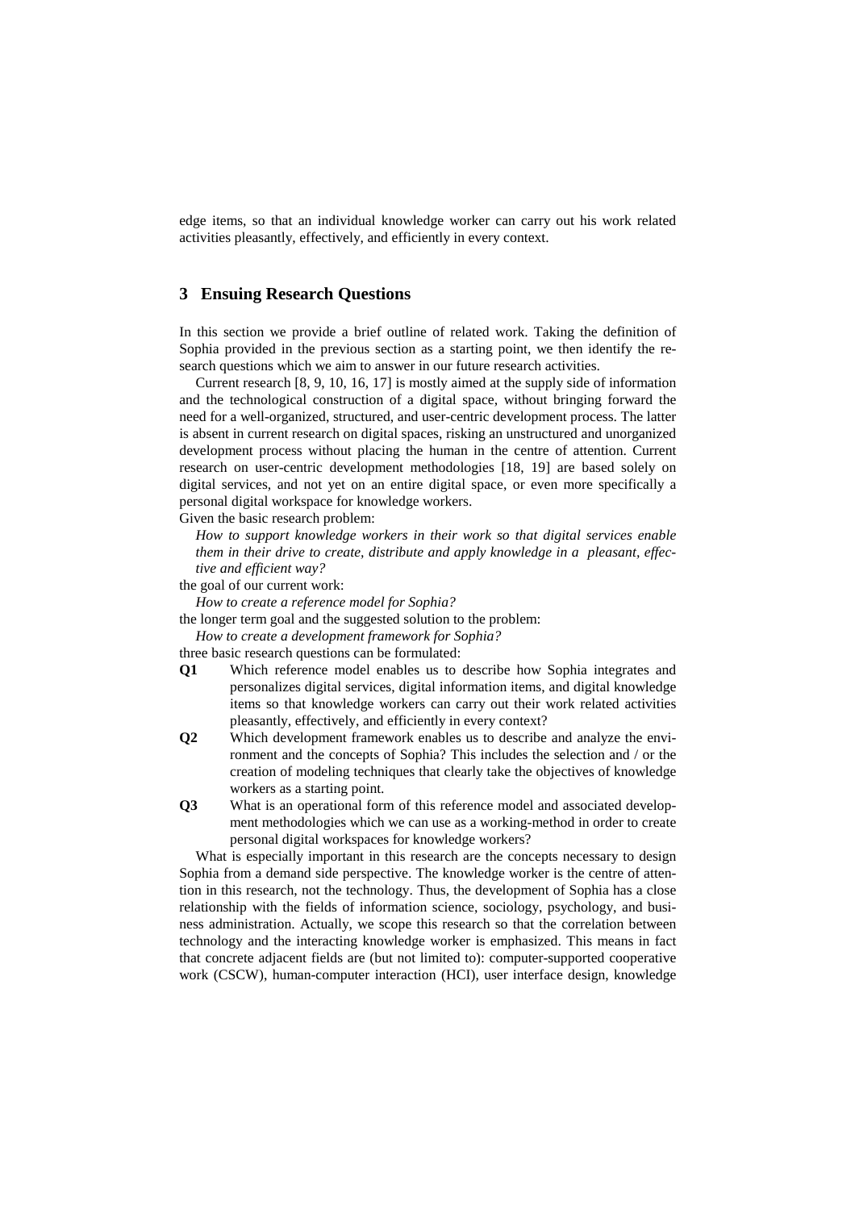edge items, so that an individual knowledge worker can carry out his work related activities pleasantly, effectively, and efficiently in every context.

## 3 Ensuing Research Questions

In this section we provide a brief outline of related work. Taking the definition of Sophia provided in the previous section as a starting point, we then identify the research questions which we aim to answer in our future research activities.

Current research [8, 9, 10, 16, 17] is mostly aimed at the supply side of information and the technological construction of a digital space, without bringing forward the need for a well-organized, structured, and user-centric development process. The latter is absent in current research on digital spaces, risking an unstructured and unorganized development process without placing the human in the centre of attention. Current research on user-centric development methodologies [18, 19] are based solely on digital services, and not yet on an entire digital space, or even more specifically a personal digital workspace for knowledge workers.

Given the basic research problem:

*How to support knowledge workers in their work so that digital services enable them in their drive to create, distribute and apply knowledge in a pleasant, effective and efficient way?*

the goal of our current work:

*How to create a reference model for Sophia?*

the longer term goal and the suggested solution to the problem:

*How to create a development framework for Sophia?*

three basic research questions can be formulated:

**Q1** Which reference model enables us to describe how Sophia integrates and personalizes digital services, digital information items, and digital knowledge items so that knowledge workers can carry out their work related activities pleasantly, effectively, and efficiently in every context?

**Q2** Which development framework enables us to describe and analyze the environment and the concepts of Sophia? This includes the selection and / or the creation of modeling techniques that clearly take the objectives of knowledge workers as a starting point.

**Q3** What is an operational form of this reference model and associated development methodologies which we can use as a working-method in order to create personal digital workspaces for knowledge workers?

What is especially important in this research are the concepts necessary to design Sophia from a demand side perspective. The knowledge worker is the centre of attention in this research, not the technology. Thus, the development of Sophia has a close relationship with the fields of information science, sociology, psychology, and business administration. Actually, we scope this research so that the correlation between technology and the interacting knowledge worker is emphasized. This means in fact that concrete adjacent fields are (but not limited to): computer-supported cooperative work (CSCW), human-computer interaction (HCI), user interface design, knowledge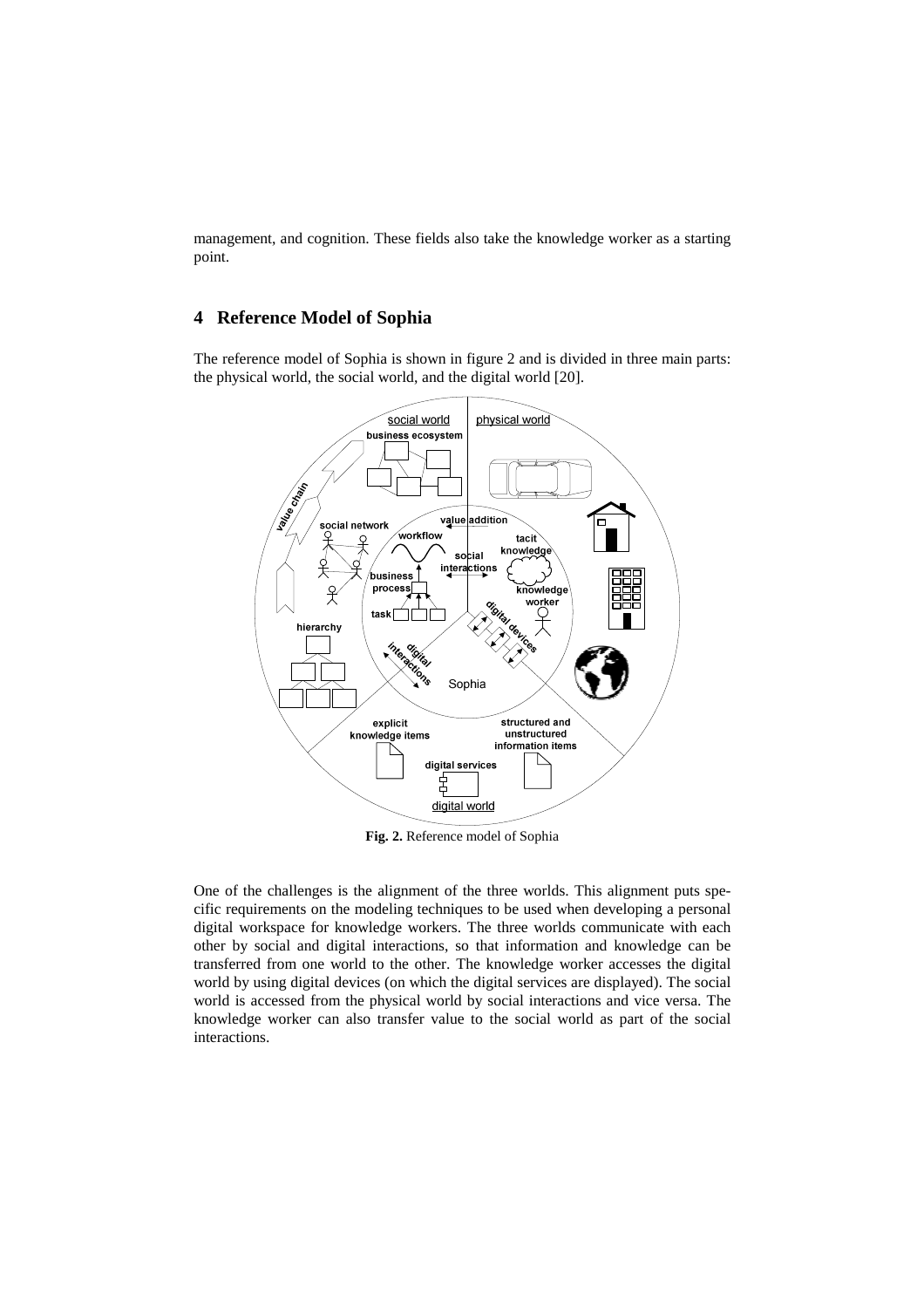management, and cognition. These fields also take the knowledge worker as a starting point.

## 4 Reference Model of Sophia

The reference model of Sophia is shown in figure 2 and is divided in three main parts: the physical world, the social world, and the digital world [20].

**Fig. 2.** Reference model of Sophia

One of the challenges is the alignment of the three worlds. This alignment puts specific requirements on the modeling techniques to be used when developing a personal digital workspace for knowledge workers. The three worlds communicate with each other by social and digital interactions, so that information and knowledge can be transferred from one world to the other. The knowledge worker accesses the digital world by using digital devices (on which the digital services are displayed). The social world is accessed from the physical world by social interactions and vice versa. The knowledge worker can also transfer value to the social world as part of the social interactions.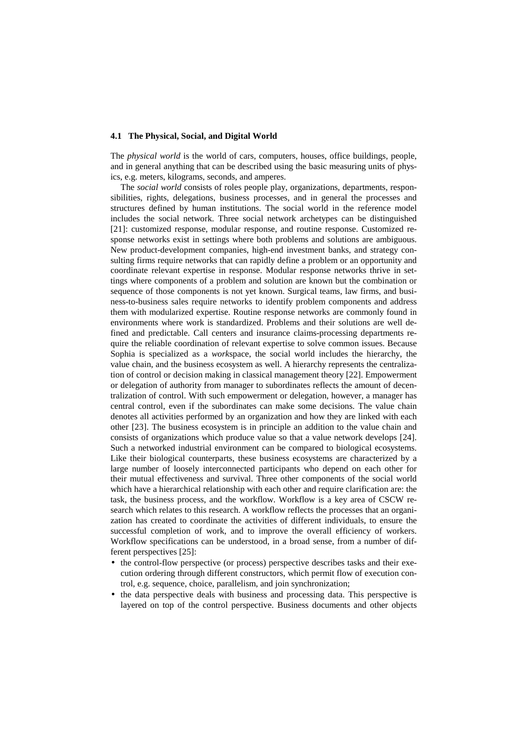### 4.1 The Physical, Social, and Digital World

The *physical world* is the world of cars, computers, houses, office buildings, people, and in general anything that can be described using the basic measuring units of physics, e.g. meters, kilograms, seconds, and amperes.

The *social world* consists of roles people play, organizations, departments, responsibilities, rights, delegations, business processes, and in general the processes and structures defined by human institutions. The social world in the reference model includes the social network. Three social network archetypes can be distinguished [21]: customized response, modular response, and routine response. Customized response networks exist in settings where both problems and solutions are ambiguous. New product-development companies, high-end investment banks, and strategy consulting firms require networks that can rapidly define a problem or an opportunity and coordinate relevant expertise in response. Modular response networks thrive in settings where components of a problem and solution are known but the combination or sequence of those components is not yet known. Surgical teams, law firms, and business-to-business sales require networks to identify problem components and address them with modularized expertise. Routine response networks are commonly found in environments where work is standardized. Problems and their solutions are well defined and predictable. Call centers and insurance claims-processing departments require the reliable coordination of relevant expertise to solve common issues. Because Sophia is specialized as a *work*space, the social world includes the hierarchy, the value chain, and the business ecosystem as well. A hierarchy represents the centralization of control or decision making in classical management theory [22]. Empowerment or delegation of authority from manager to subordinates reflects the amount of decentralization of control. With such empowerment or delegation, however, a manager has central control, even if the subordinates can make some decisions. The value chain denotes all activities performed by an organization and how they are linked with each other [23]. The business ecosystem is in principle an addition to the value chain and consists of organizations which produce value so that a value network develops [24]. Such a networked industrial environment can be compared to biological ecosystems. Like their biological counterparts, these business ecosystems are characterized by a large number of loosely interconnected participants who depend on each other for their mutual effectiveness and survival. Three other components of the social world which have a hierarchical relationship with each other and require clarification are: the task, the business process, and the workflow. Workflow is a key area of CSCW research which relates to this research. A workflow reflects the processes that an organization has created to coordinate the activities of different individuals, to ensure the successful completion of work, and to improve the overall efficiency of workers. Workflow specifications can be understood, in a broad sense, from a number of different perspectives [25]:

- the control-flow perspective (or process) perspective describes tasks and their execution ordering through different constructors, which permit flow of execution control, e.g. sequence, choice, parallelism, and join synchronization;
- the data perspective deals with business and processing data. This perspective is layered on top of the control perspective. Business documents and other objects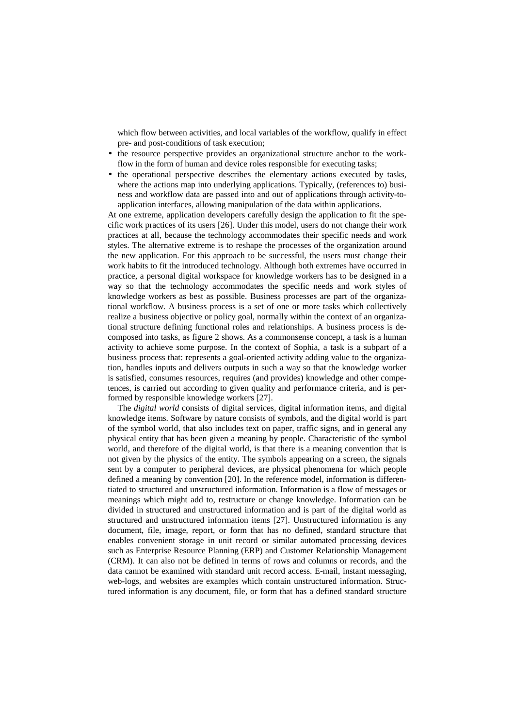which flow between activities, and local variables of the workflow, qualify in effect pre- and post-conditions of task execution;

- the resource perspective provides an organizational structure anchor to the workflow in the form of human and device roles responsible for executing tasks;
- the operational perspective describes the elementary actions executed by tasks, where the actions map into underlying applications. Typically, (references to) business and workflow data are passed into and out of applications through activity-to-application interfaces, allowing manipulation of the data within applications.

At one extreme, application developers carefully design the application to fit the specific work practices of its users [26]. Under this model, users do not change their work practices at all, because the technology accommodates their specific needs and work styles. The alternative extreme is to reshape the processes of the organization around the new application. For this approach to be successful, the users must change their work habits to fit the introduced technology. Although both extremes have occurred in practice, a personal digital workspace for knowledge workers has to be designed in a way so that the technology accommodates the specific needs and work styles of knowledge workers as best as possible. Business processes are part of the organizational workflow. A business process is a set of one or more tasks which collectively realize a business objective or policy goal, normally within the context of an organizational structure defining functional roles and relationships. A business process is decomposed into tasks, as figure 2 shows. As a commonsense concept, a task is a human activity to achieve some purpose. In the context of Sophia, a task is a subpart of a business process that: represents a goal-oriented activity adding value to the organization, handles inputs and delivers outputs in such a way so that the knowledge worker is satisfied, consumes resources, requires (and provides) knowledge and other competences, is carried out according to given quality and performance criteria, and is performed by responsible knowledge workers [27].

The *digital world* consists of digital services, digital information items, and digital knowledge items. Software by nature consists of symbols, and the digital world is part of the symbol world, that also includes text on paper, traffic signs, and in general any physical entity that has been given a meaning by people. Characteristic of the symbol world, and therefore of the digital world, is that there is a meaning convention that is not given by the physics of the entity. The symbols appearing on a screen, the signals sent by a computer to peripheral devices, are physical phenomena for which people defined a meaning by convention [20]. In the reference model, information is differentiated to structured and unstructured information. Information is a flow of messages or meanings which might add to, restructure or change knowledge. Information can be divided in structured and unstructured information and is part of the digital world as structured and unstructured information items [27]. Unstructured information is any document, file, image, report, or form that has no defined, standard structure that enables convenient storage in unit record or similar automated processing devices such as Enterprise Resource Planning (ERP) and Customer Relationship Management (CRM). It can also not be defined in terms of rows and columns or records, and the data cannot be examined with standard unit record access. E-mail, instant messaging, web-logs, and websites are examples which contain unstructured information. Structured information is any document, file, or form that has a defined standard structure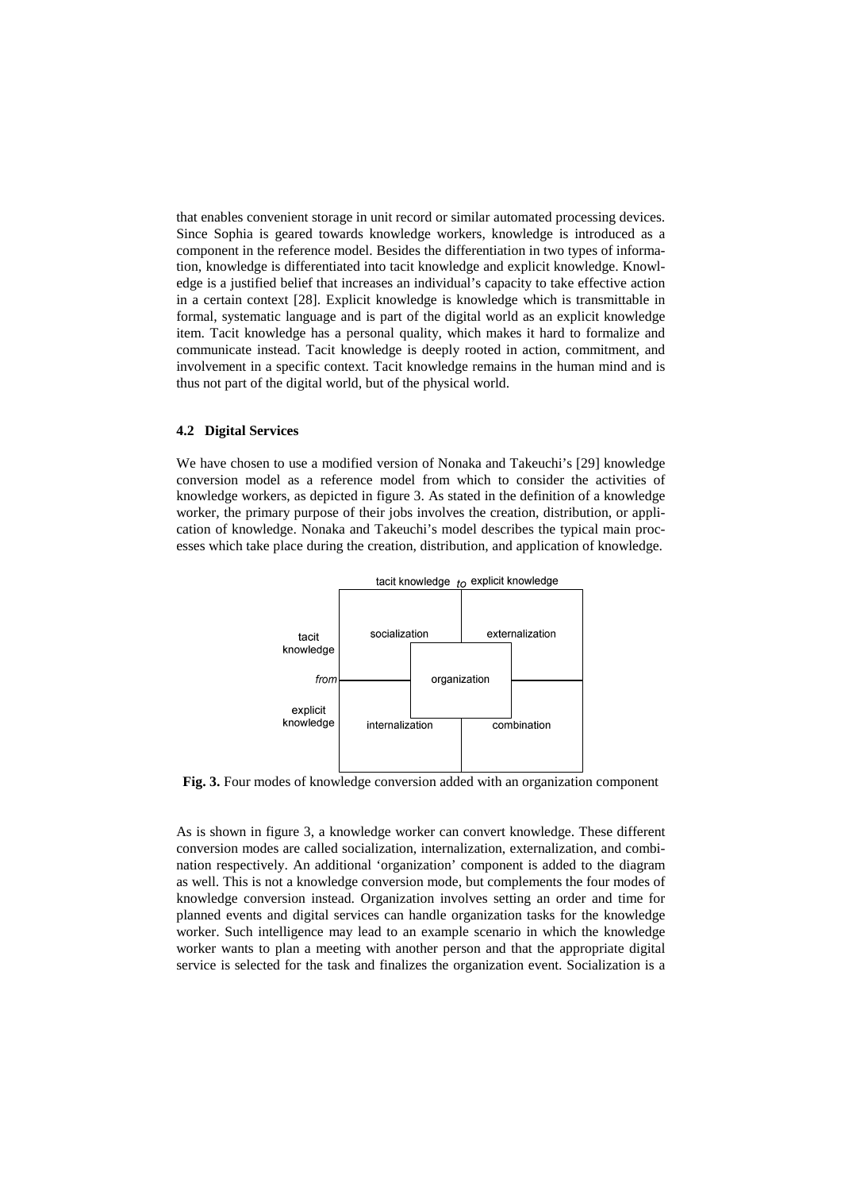that enables convenient storage in unit record or similar automated processing devices. Since Sophia is geared towards knowledge workers, knowledge is introduced as a component in the reference model. Besides the differentiation in two types of information, knowledge is differentiated into tacit knowledge and explicit knowledge. Knowledge is a justified belief that increases an individual's capacity to take effective action in a certain context [28]. Explicit knowledge is knowledge which is transmittable in formal, systematic language and is part of the digital world as an explicit knowledge item. Tacit knowledge has a personal quality, which makes it hard to formalize and communicate instead. Tacit knowledge is deeply rooted in action, commitment, and involvement in a specific context. Tacit knowledge remains in the human mind and is thus not part of the digital world, but of the physical world.

### 4.2 Digital Services

We have chosen to use a modified version of Nonaka and Takeuchi's [29] knowledge conversion model as a reference model from which to consider the activities of knowledge workers, as depicted in figure 3. As stated in the definition of a knowledge worker, the primary purpose of their jobs involves the creation, distribution, or application of knowledge. Nonaka and Takeuchi's model describes the typical main processes which take place during the creation, distribution, and application of knowledge.

| | tacit knowledge *to* | explicit knowledge |
|---|---|---|
| tacit knowledge | socialization | externalization |
| *from* | organization | |
| explicit knowledge | internalization | combination |

**Fig. 3.** Four modes of knowledge conversion added with an organization component

As is shown in figure 3, a knowledge worker can convert knowledge. These different conversion modes are called socialization, internalization, externalization, and combination respectively. An additional 'organization' component is added to the diagram as well. This is not a knowledge conversion mode, but complements the four modes of knowledge conversion instead. Organization involves setting an order and time for planned events and digital services can handle organization tasks for the knowledge worker. Such intelligence may lead to an example scenario in which the knowledge worker wants to plan a meeting with another person and that the appropriate digital service is selected for the task and finalizes the organization event. Socialization is a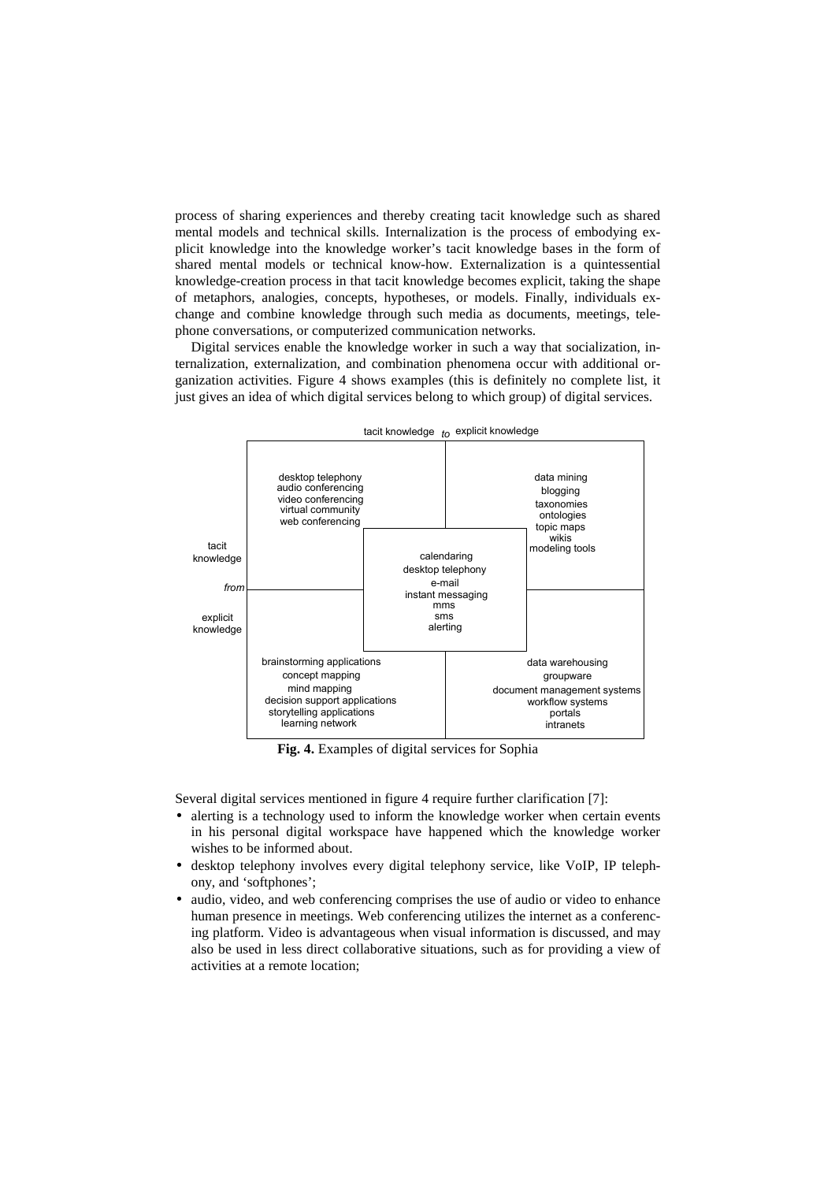process of sharing experiences and thereby creating tacit knowledge such as shared mental models and technical skills. Internalization is the process of embodying explicit knowledge into the knowledge worker's tacit knowledge bases in the form of shared mental models or technical know-how. Externalization is a quintessential knowledge-creation process in that tacit knowledge becomes explicit, taking the shape of metaphors, analogies, concepts, hypotheses, or models. Finally, individuals exchange and combine knowledge through such media as documents, meetings, telephone conversations, or computerized communication networks.

Digital services enable the knowledge worker in such a way that socialization, internalization, externalization, and combination phenomena occur with additional organization activities. Figure 4 shows examples (this is definitely no complete list, it just gives an idea of which digital services belong to which group) of digital services.

| *from* \ *to* | tacit knowledge | explicit knowledge |
|---|---|---|
| tacit knowledge | desktop telephony<br>audio conferencing<br>video conferencing<br>virtual community<br>web conferencing | data mining<br>blogging<br>taxonomies<br>ontologies<br>topic maps<br>wikis<br>modeling tools |
| explicit knowledge | brainstorming applications<br>concept mapping<br>mind mapping<br>decision support applications<br>storytelling applications<br>learning network | data warehousing<br>groupware<br>document management systems<br>workflow systems<br>portals<br>intranets |

Center (spanning all quadrants): calendaring, desktop telephony, e-mail, instant messaging, mms, sms, alerting

**Fig. 4.** Examples of digital services for Sophia

Several digital services mentioned in figure 4 require further clarification [7]:

- alerting is a technology used to inform the knowledge worker when certain events in his personal digital workspace have happened which the knowledge worker wishes to be informed about.
- desktop telephony involves every digital telephony service, like VoIP, IP telephony, and 'softphones';
- audio, video, and web conferencing comprises the use of audio or video to enhance human presence in meetings. Web conferencing utilizes the internet as a conferencing platform. Video is advantageous when visual information is discussed, and may also be used in less direct collaborative situations, such as for providing a view of activities at a remote location;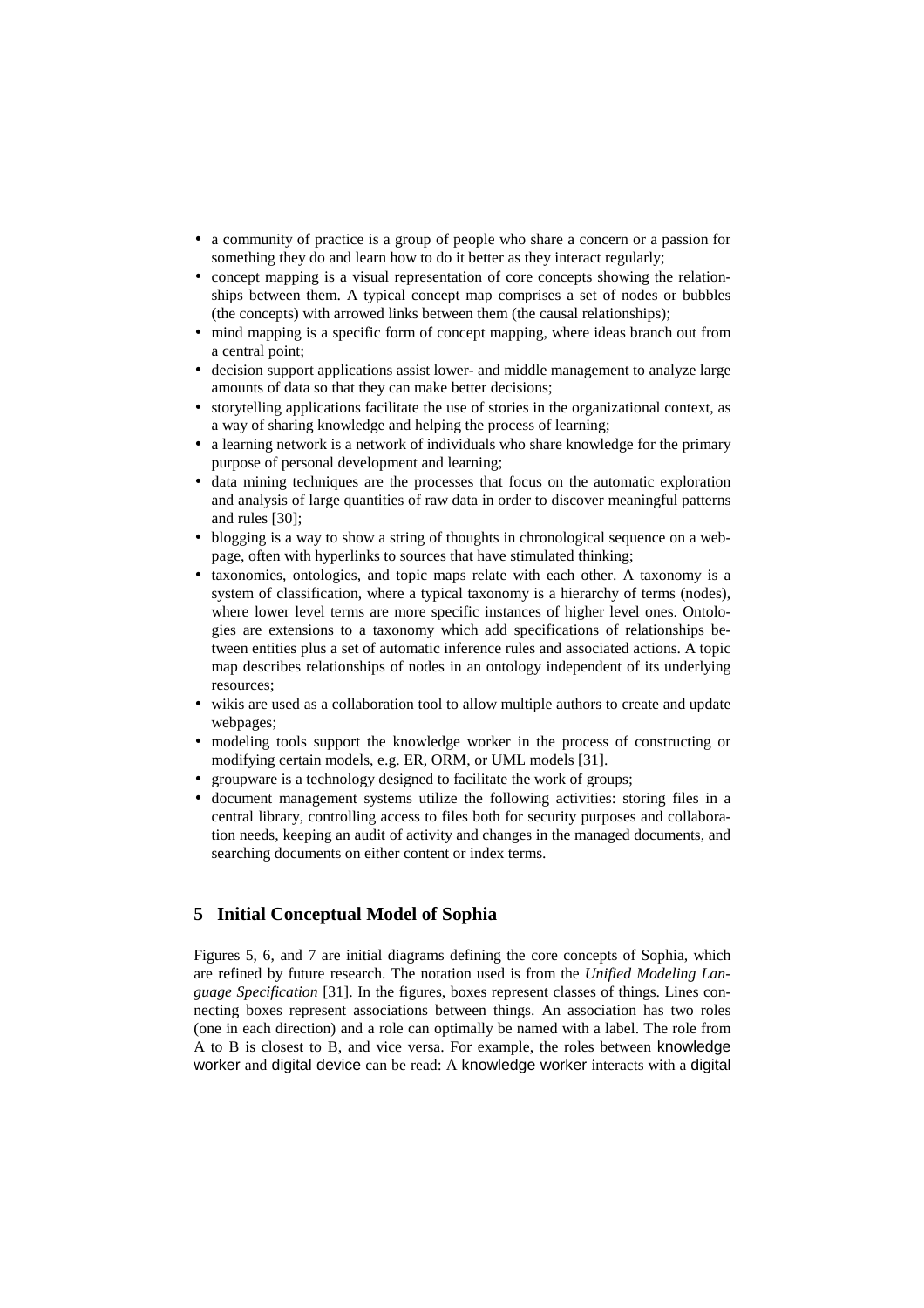- a community of practice is a group of people who share a concern or a passion for something they do and learn how to do it better as they interact regularly;
- concept mapping is a visual representation of core concepts showing the relationships between them. A typical concept map comprises a set of nodes or bubbles (the concepts) with arrowed links between them (the causal relationships);
- mind mapping is a specific form of concept mapping, where ideas branch out from a central point;
- decision support applications assist lower- and middle management to analyze large amounts of data so that they can make better decisions;
- storytelling applications facilitate the use of stories in the organizational context, as a way of sharing knowledge and helping the process of learning;
- a learning network is a network of individuals who share knowledge for the primary purpose of personal development and learning;
- data mining techniques are the processes that focus on the automatic exploration and analysis of large quantities of raw data in order to discover meaningful patterns and rules [30];
- blogging is a way to show a string of thoughts in chronological sequence on a webpage, often with hyperlinks to sources that have stimulated thinking;
- taxonomies, ontologies, and topic maps relate with each other. A taxonomy is a system of classification, where a typical taxonomy is a hierarchy of terms (nodes), where lower level terms are more specific instances of higher level ones. Ontologies are extensions to a taxonomy which add specifications of relationships between entities plus a set of automatic inference rules and associated actions. A topic map describes relationships of nodes in an ontology independent of its underlying resources;
- wikis are used as a collaboration tool to allow multiple authors to create and update webpages;
- modeling tools support the knowledge worker in the process of constructing or modifying certain models, e.g. ER, ORM, or UML models [31].
- groupware is a technology designed to facilitate the work of groups;
- document management systems utilize the following activities: storing files in a central library, controlling access to files both for security purposes and collaboration needs, keeping an audit of activity and changes in the managed documents, and searching documents on either content or index terms.

## 5 Initial Conceptual Model of Sophia

Figures 5, 6, and 7 are initial diagrams defining the core concepts of Sophia, which are refined by future research. The notation used is from the *Unified Modeling Language Specification* [31]. In the figures, boxes represent classes of things. Lines connecting boxes represent associations between things. An association has two roles (one in each direction) and a role can optimally be named with a label. The role from A to B is closest to B, and vice versa. For example, the roles between knowledge worker and digital device can be read: A knowledge worker interacts with a digital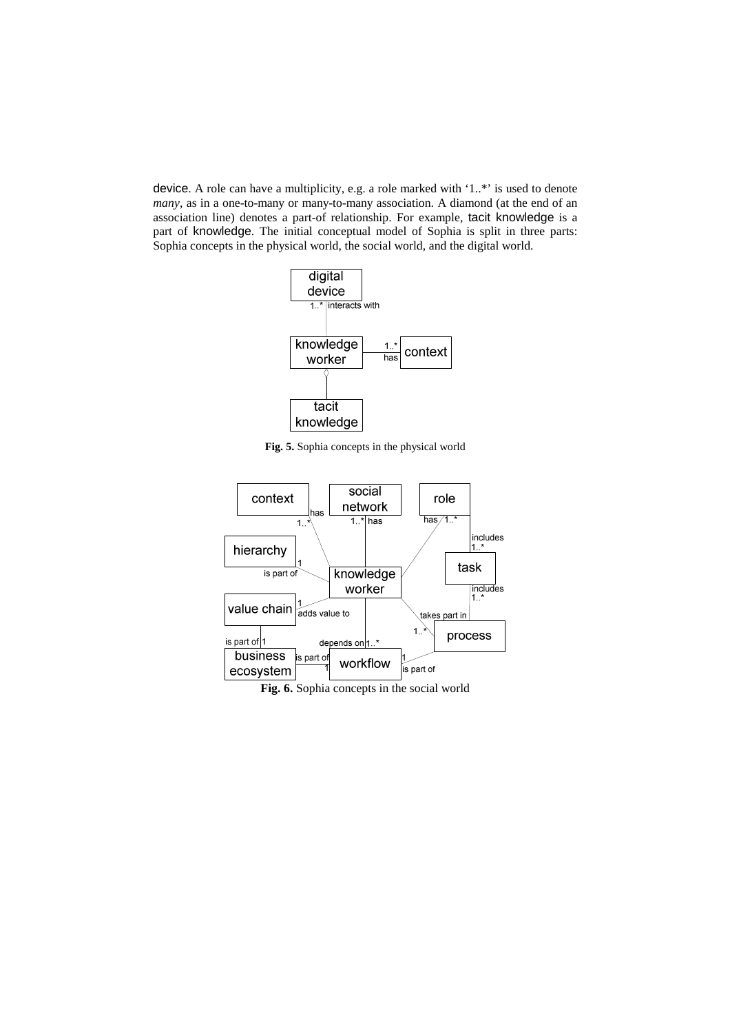device. A role can have a multiplicity, e.g. a role marked with '1..*' is used to denote *many*, as in a one-to-many or many-to-many association. A diamond (at the end of an association line) denotes a part-of relationship. For example, tacit knowledge is a part of knowledge. The initial conceptual model of Sophia is split in three parts: Sophia concepts in the physical world, the social world, and the digital world.

**Fig. 5.** Sophia concepts in the physical world

**Fig. 6.** Sophia concepts in the social world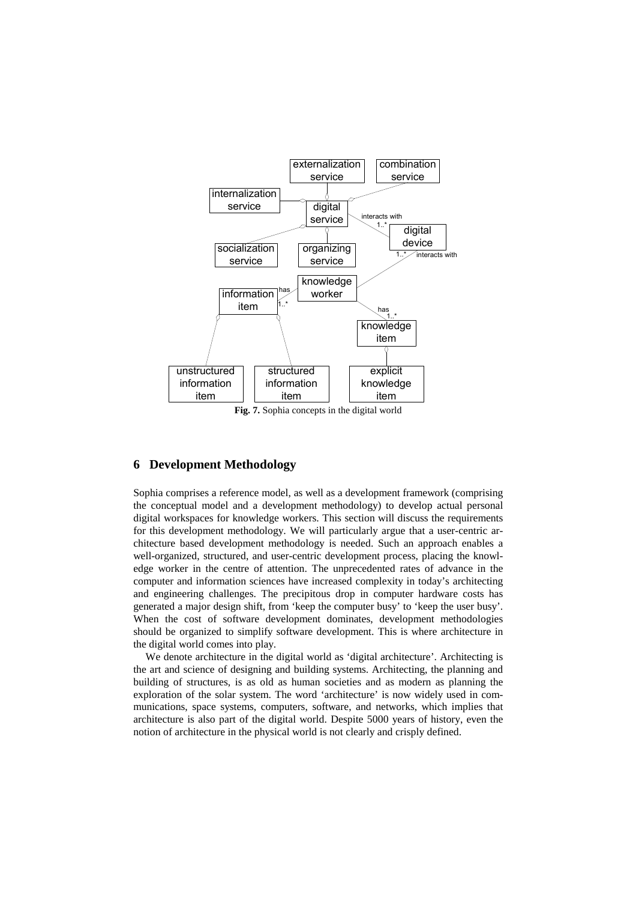**Fig. 7.** Sophia concepts in the digital world

## 6 Development Methodology

Sophia comprises a reference model, as well as a development framework (comprising the conceptual model and a development methodology) to develop actual personal digital workspaces for knowledge workers. This section will discuss the requirements for this development methodology. We will particularly argue that a user-centric architecture based development methodology is needed. Such an approach enables a well-organized, structured, and user-centric development process, placing the knowledge worker in the centre of attention. The unprecedented rates of advance in the computer and information sciences have increased complexity in today's architecting and engineering challenges. The precipitous drop in computer hardware costs has generated a major design shift, from 'keep the computer busy' to 'keep the user busy'. When the cost of software development dominates, development methodologies should be organized to simplify software development. This is where architecture in the digital world comes into play.

We denote architecture in the digital world as 'digital architecture'. Architecting is the art and science of designing and building systems. Architecting, the planning and building of structures, is as old as human societies and as modern as planning the exploration of the solar system. The word 'architecture' is now widely used in communications, space systems, computers, software, and networks, which implies that architecture is also part of the digital world. Despite 5000 years of history, even the notion of architecture in the physical world is not clearly and crisply defined.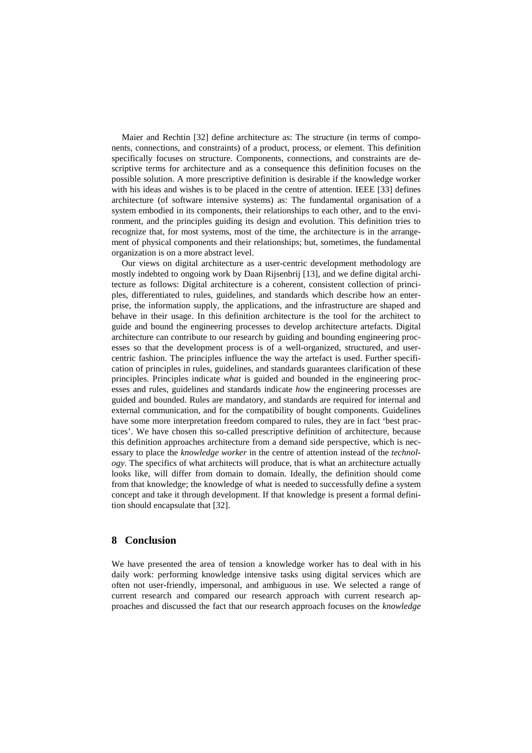Maier and Rechtin [32] define architecture as: The structure (in terms of components, connections, and constraints) of a product, process, or element. This definition specifically focuses on structure. Components, connections, and constraints are descriptive terms for architecture and as a consequence this definition focuses on the possible solution. A more prescriptive definition is desirable if the knowledge worker with his ideas and wishes is to be placed in the centre of attention. IEEE [33] defines architecture (of software intensive systems) as: The fundamental organisation of a system embodied in its components, their relationships to each other, and to the environment, and the principles guiding its design and evolution. This definition tries to recognize that, for most systems, most of the time, the architecture is in the arrangement of physical components and their relationships; but, sometimes, the fundamental organization is on a more abstract level.

Our views on digital architecture as a user-centric development methodology are mostly indebted to ongoing work by Daan Rijsenbrij [13], and we define digital architecture as follows: Digital architecture is a coherent, consistent collection of principles, differentiated to rules, guidelines, and standards which describe how an enterprise, the information supply, the applications, and the infrastructure are shaped and behave in their usage. In this definition architecture is the tool for the architect to guide and bound the engineering processes to develop architecture artefacts. Digital architecture can contribute to our research by guiding and bounding engineering processes so that the development process is of a well-organized, structured, and user-centric fashion. The principles influence the way the artefact is used. Further specification of principles in rules, guidelines, and standards guarantees clarification of these principles. Principles indicate *what* is guided and bounded in the engineering processes and rules, guidelines and standards indicate *how* the engineering processes are guided and bounded. Rules are mandatory, and standards are required for internal and external communication, and for the compatibility of bought components. Guidelines have some more interpretation freedom compared to rules, they are in fact 'best practices'. We have chosen this so-called prescriptive definition of architecture, because this definition approaches architecture from a demand side perspective, which is necessary to place the *knowledge worker* in the centre of attention instead of the *technology*. The specifics of what architects will produce, that is what an architecture actually looks like, will differ from domain to domain. Ideally, the definition should come from that knowledge; the knowledge of what is needed to successfully define a system concept and take it through development. If that knowledge is present a formal definition should encapsulate that [32].

## 8 Conclusion

We have presented the area of tension a knowledge worker has to deal with in his daily work: performing knowledge intensive tasks using digital services which are often not user-friendly, impersonal, and ambiguous in use. We selected a range of current research and compared our research approach with current research approaches and discussed the fact that our research approach focuses on the *knowledge*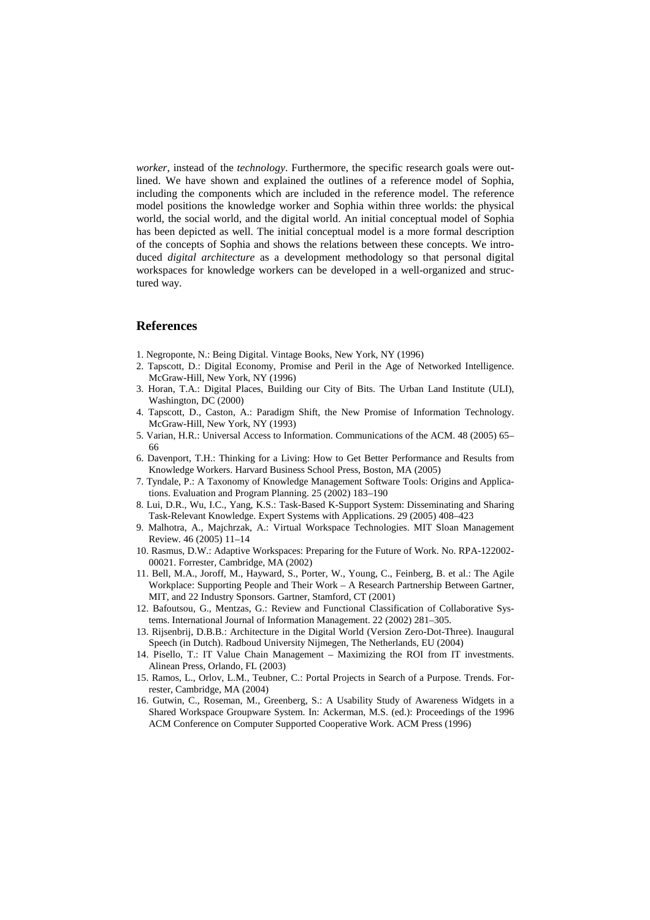*worker*, instead of the *technology*. Furthermore, the specific research goals were outlined. We have shown and explained the outlines of a reference model of Sophia, including the components which are included in the reference model. The reference model positions the knowledge worker and Sophia within three worlds: the physical world, the social world, and the digital world. An initial conceptual model of Sophia has been depicted as well. The initial conceptual model is a more formal description of the concepts of Sophia and shows the relations between these concepts. We introduced *digital architecture* as a development methodology so that personal digital workspaces for knowledge workers can be developed in a well-organized and structured way.

## References

1. Negroponte, N.: Being Digital. Vintage Books, New York, NY (1996)
2. Tapscott, D.: Digital Economy, Promise and Peril in the Age of Networked Intelligence. McGraw-Hill, New York, NY (1996)
3. Horan, T.A.: Digital Places, Building our City of Bits. The Urban Land Institute (ULI), Washington, DC (2000)
4. Tapscott, D., Caston, A.: Paradigm Shift, the New Promise of Information Technology. McGraw-Hill, New York, NY (1993)
5. Varian, H.R.: Universal Access to Information. Communications of the ACM. 48 (2005) 65–66
6. Davenport, T.H.: Thinking for a Living: How to Get Better Performance and Results from Knowledge Workers. Harvard Business School Press, Boston, MA (2005)
7. Tyndale, P.: A Taxonomy of Knowledge Management Software Tools: Origins and Applications. Evaluation and Program Planning. 25 (2002) 183–190
8. Lui, D.R., Wu, I.C., Yang, K.S.: Task-Based K-Support System: Disseminating and Sharing Task-Relevant Knowledge. Expert Systems with Applications. 29 (2005) 408–423
9. Malhotra, A., Majchrzak, A.: Virtual Workspace Technologies. MIT Sloan Management Review. 46 (2005) 11–14
10. Rasmus, D.W.: Adaptive Workspaces: Preparing for the Future of Work. No. RPA-122002-00021. Forrester, Cambridge, MA (2002)
11. Bell, M.A., Joroff, M., Hayward, S., Porter, W., Young, C., Feinberg, B. et al.: The Agile Workplace: Supporting People and Their Work – A Research Partnership Between Gartner, MIT, and 22 Industry Sponsors. Gartner, Stamford, CT (2001)
12. Bafoutsou, G., Mentzas, G.: Review and Functional Classification of Collaborative Systems. International Journal of Information Management. 22 (2002) 281–305.
13. Rijsenbrij, D.B.B.: Architecture in the Digital World (Version Zero-Dot-Three). Inaugural Speech (in Dutch). Radboud University Nijmegen, The Netherlands, EU (2004)
14. Pisello, T.: IT Value Chain Management – Maximizing the ROI from IT investments. Alinean Press, Orlando, FL (2003)
15. Ramos, L., Orlov, L.M., Teubner, C.: Portal Projects in Search of a Purpose. Trends. Forrester, Cambridge, MA (2004)
16. Gutwin, C., Roseman, M., Greenberg, S.: A Usability Study of Awareness Widgets in a Shared Workspace Groupware System. In: Ackerman, M.S. (ed.): Proceedings of the 1996 ACM Conference on Computer Supported Cooperative Work. ACM Press (1996)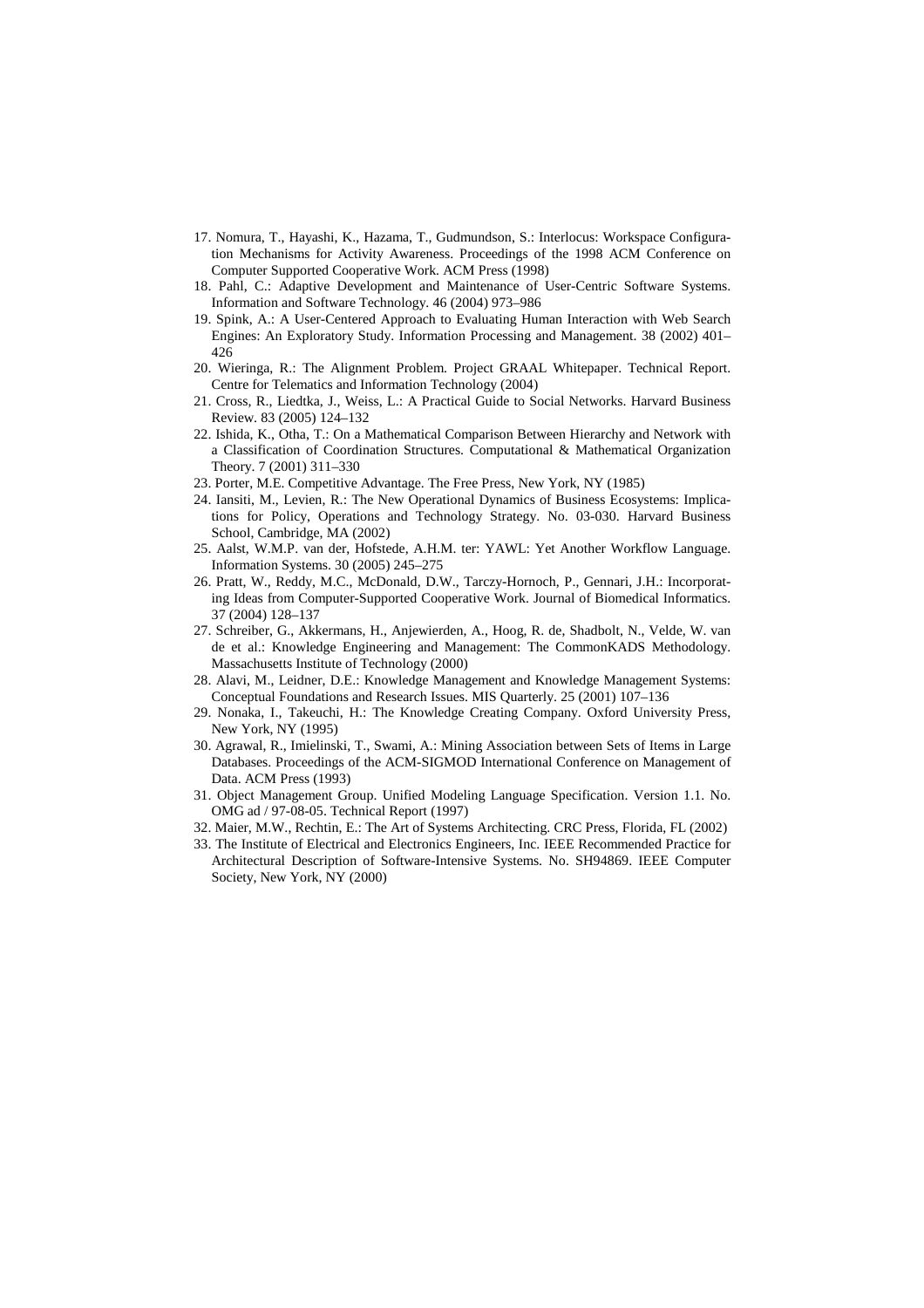17. Nomura, T., Hayashi, K., Hazama, T., Gudmundson, S.: Interlocus: Workspace Configuration Mechanisms for Activity Awareness. Proceedings of the 1998 ACM Conference on Computer Supported Cooperative Work. ACM Press (1998)
18. Pahl, C.: Adaptive Development and Maintenance of User-Centric Software Systems. Information and Software Technology. 46 (2004) 973–986
19. Spink, A.: A User-Centered Approach to Evaluating Human Interaction with Web Search Engines: An Exploratory Study. Information Processing and Management. 38 (2002) 401–426
20. Wieringa, R.: The Alignment Problem. Project GRAAL Whitepaper. Technical Report. Centre for Telematics and Information Technology (2004)
21. Cross, R., Liedtka, J., Weiss, L.: A Practical Guide to Social Networks. Harvard Business Review. 83 (2005) 124–132
22. Ishida, K., Otha, T.: On a Mathematical Comparison Between Hierarchy and Network with a Classification of Coordination Structures. Computational & Mathematical Organization Theory. 7 (2001) 311–330
23. Porter, M.E. Competitive Advantage. The Free Press, New York, NY (1985)
24. Iansiti, M., Levien, R.: The New Operational Dynamics of Business Ecosystems: Implications for Policy, Operations and Technology Strategy. No. 03-030. Harvard Business School, Cambridge, MA (2002)
25. Aalst, W.M.P. van der, Hofstede, A.H.M. ter: YAWL: Yet Another Workflow Language. Information Systems. 30 (2005) 245–275
26. Pratt, W., Reddy, M.C., McDonald, D.W., Tarczy-Hornoch, P., Gennari, J.H.: Incorporating Ideas from Computer-Supported Cooperative Work. Journal of Biomedical Informatics. 37 (2004) 128–137
27. Schreiber, G., Akkermans, H., Anjewierden, A., Hoog, R. de, Shadbolt, N., Velde, W. van de et al.: Knowledge Engineering and Management: The CommonKADS Methodology. Massachusetts Institute of Technology (2000)
28. Alavi, M., Leidner, D.E.: Knowledge Management and Knowledge Management Systems: Conceptual Foundations and Research Issues. MIS Quarterly. 25 (2001) 107–136
29. Nonaka, I., Takeuchi, H.: The Knowledge Creating Company. Oxford University Press, New York, NY (1995)
30. Agrawal, R., Imielinski, T., Swami, A.: Mining Association between Sets of Items in Large Databases. Proceedings of the ACM-SIGMOD International Conference on Management of Data. ACM Press (1993)
31. Object Management Group. Unified Modeling Language Specification. Version 1.1. No. OMG ad / 97-08-05. Technical Report (1997)
32. Maier, M.W., Rechtin, E.: The Art of Systems Architecting. CRC Press, Florida, FL (2002)
33. The Institute of Electrical and Electronics Engineers, Inc. IEEE Recommended Practice for Architectural Description of Software-Intensive Systems. No. SH94869. IEEE Computer Society, New York, NY (2000)